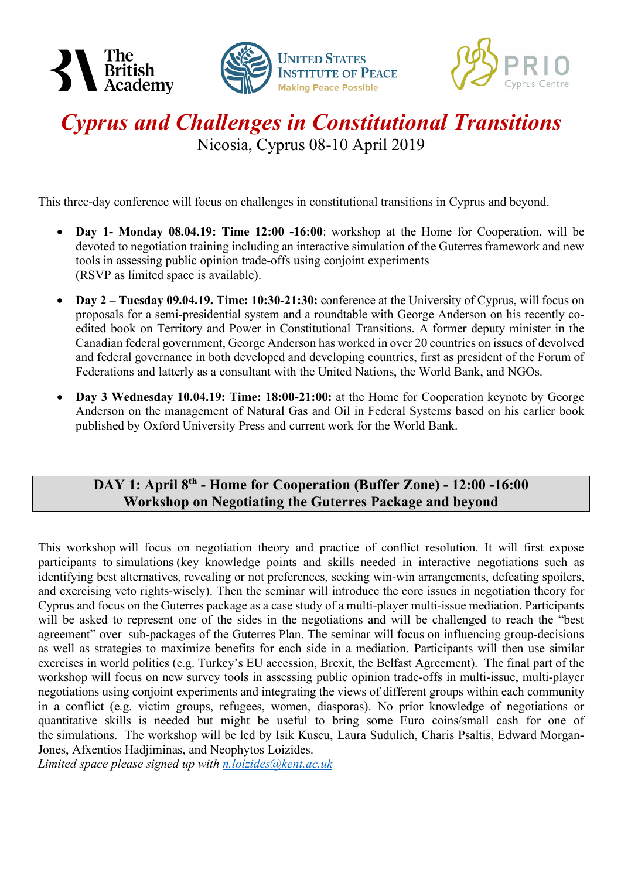The British Academy · United States Institute of Peace — Making Peace Possible · PRIO Cyprus Centre

# *Cyprus and Challenges in Constitutional Transitions*

Nicosia, Cyprus 08-10 April 2019

This three-day conference will focus on challenges in constitutional transitions in Cyprus and beyond.

- **Day 1- Monday 08.04.19: Time 12:00 -16:00**: workshop at the Home for Cooperation, will be devoted to negotiation training including an interactive simulation of the Guterres framework and new tools in assessing public opinion trade-offs using conjoint experiments (RSVP as limited space is available).
- **Day 2 – Tuesday 09.04.19. Time: 10:30-21:30:** conference at the University of Cyprus, will focus on proposals for a semi-presidential system and a roundtable with George Anderson on his recently co-edited book on Territory and Power in Constitutional Transitions. A former deputy minister in the Canadian federal government, George Anderson has worked in over 20 countries on issues of devolved and federal governance in both developed and developing countries, first as president of the Forum of Federations and latterly as a consultant with the United Nations, the World Bank, and NGOs.
- **Day 3 Wednesday 10.04.19: Time: 18:00-21:00:** at the Home for Cooperation keynote by George Anderson on the management of Natural Gas and Oil in Federal Systems based on his earlier book published by Oxford University Press and current work for the World Bank.

## DAY 1: April 8th - Home for Cooperation (Buffer Zone) - 12:00 -16:00
## Workshop on Negotiating the Guterres Package and beyond

This workshop will focus on negotiation theory and practice of conflict resolution. It will first expose participants to simulations (key knowledge points and skills needed in interactive negotiations such as identifying best alternatives, revealing or not preferences, seeking win-win arrangements, defeating spoilers, and exercising veto rights-wisely). Then the seminar will introduce the core issues in negotiation theory for Cyprus and focus on the Guterres package as a case study of a multi-player multi-issue mediation. Participants will be asked to represent one of the sides in the negotiations and will be challenged to reach the "best agreement" over sub-packages of the Guterres Plan. The seminar will focus on influencing group-decisions as well as strategies to maximize benefits for each side in a mediation. Participants will then use similar exercises in world politics (e.g. Turkey's EU accession, Brexit, the Belfast Agreement). The final part of the workshop will focus on new survey tools in assessing public opinion trade-offs in multi-issue, multi-player negotiations using conjoint experiments and integrating the views of different groups within each community in a conflict (e.g. victim groups, refugees, women, diasporas). No prior knowledge of negotiations or quantitative skills is needed but might be useful to bring some Euro coins/small cash for one of the simulations. The workshop will be led by Isik Kuscu, Laura Sudulich, Charis Psaltis, Edward Morgan-Jones, Afxentios Hadjiminas, and Neophytos Loizides.

*Limited space please signed up with [n.loizides@kent.ac.uk](mailto:n.loizides@kent.ac.uk)*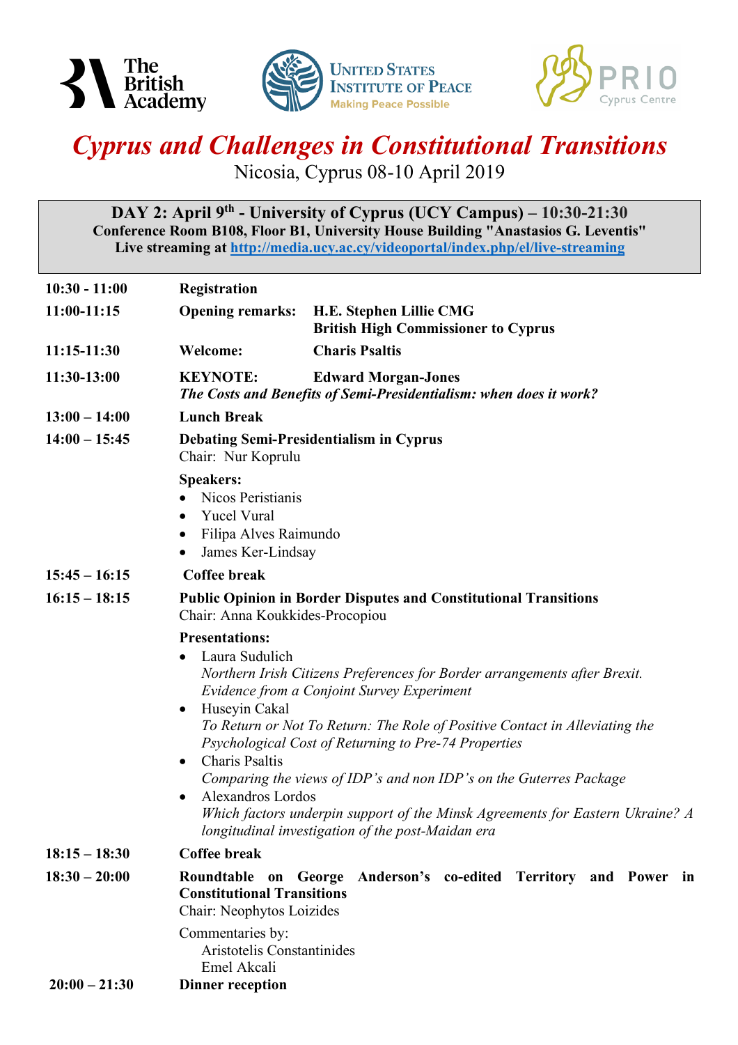The British Academy    United States Institute of Peace — Making Peace Possible    PRIO Cyprus Centre

# *Cyprus and Challenges in Constitutional Transitions*

Nicosia, Cyprus 08-10 April 2019

**DAY 2: April 9th - University of Cyprus (UCY Campus) – 10:30-21:30**
**Conference Room B108, Floor B1, University House Building "Anastasios G. Leventis"**
**Live streaming at http://media.ucy.ac.cy/videoportal/index.php/el/live-streaming**

**10:30 - 11:00** — **Registration**

**11:00-11:15** — **Opening remarks:** **H.E. Stephen Lillie CMG**, **British High Commissioner to Cyprus**

**11:15-11:30** — **Welcome:** **Charis Psaltis**

**11:30-13:00** — **KEYNOTE:** **Edward Morgan-Jones**
***The Costs and Benefits of Semi-Presidentialism: when does it work?***

**13:00 – 14:00** — **Lunch Break**

**14:00 – 15:45** — **Debating Semi-Presidentialism in Cyprus**
Chair: Nur Koprulu

**Speakers:**

- Nicos Peristianis
- Yucel Vural
- Filipa Alves Raimundo
- James Ker-Lindsay

**15:45 – 16:15** — **Coffee break**

**16:15 – 18:15** — **Public Opinion in Border Disputes and Constitutional Transitions**
Chair: Anna Koukkides-Procopiou

**Presentations:**

- Laura Sudulich
  *Northern Irish Citizens Preferences for Border arrangements after Brexit. Evidence from a Conjoint Survey Experiment*
- Huseyin Cakal
  *To Return or Not To Return: The Role of Positive Contact in Alleviating the Psychological Cost of Returning to Pre-74 Properties*
- Charis Psaltis
  *Comparing the views of IDP's and non IDP's on the Guterres Package*
- Alexandros Lordos
  *Which factors underpin support of the Minsk Agreements for Eastern Ukraine? A longitudinal investigation of the post-Maidan era*

**18:15 – 18:30** — **Coffee break**

**18:30 – 20:00** — **Roundtable on George Anderson's co-edited Territory and Power in Constitutional Transitions**
Chair: Neophytos Loizides

Commentaries by:
Aristotelis Constantinides
Emel Akcali

**20:00 – 21:30** — **Dinner reception**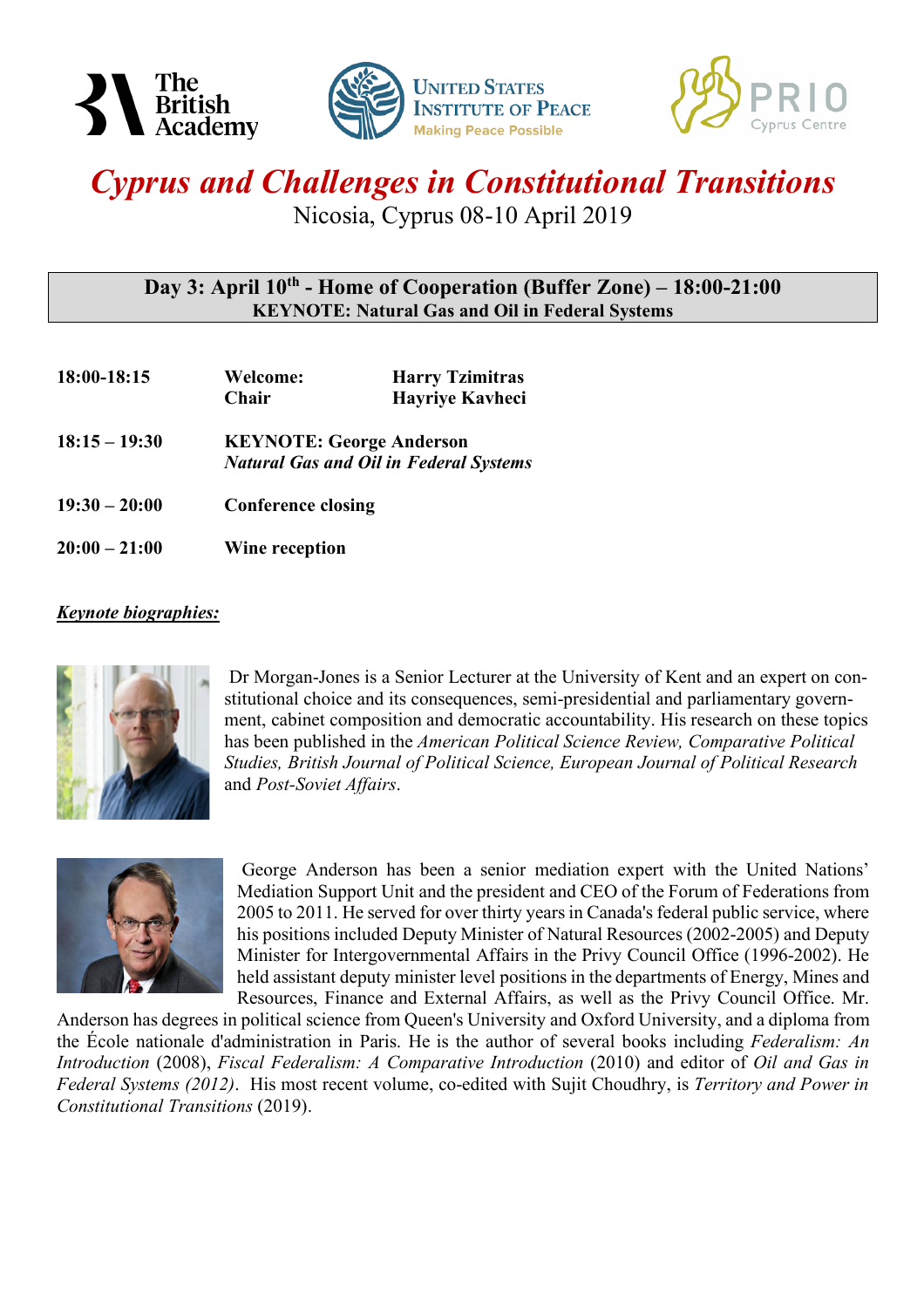The British Academy | United States Institute of Peace — Making Peace Possible | PRIO Cyprus Centre

# *Cyprus and Challenges in Constitutional Transitions*

Nicosia, Cyprus 08-10 April 2019

## Day 3: April 10th - Home of Cooperation (Buffer Zone) – 18:00-21:00

**KEYNOTE: Natural Gas and Oil in Federal Systems**

| | | |
|---|---|---|
| **18:00-18:15** | **Welcome:**<br>**Chair** | **Harry Tzimitras**<br>**Hayriye Kavheci** |
| **18:15 – 19:30** | **KEYNOTE: George Anderson**<br>***Natural Gas and Oil in Federal Systems*** | |
| **19:30 – 20:00** | **Conference closing** | |
| **20:00 – 21:00** | **Wine reception** | |

***Keynote biographies:***

Dr Morgan-Jones is a Senior Lecturer at the University of Kent and an expert on constitutional choice and its consequences, semi-presidential and parliamentary government, cabinet composition and democratic accountability. His research on these topics has been published in the *American Political Science Review, Comparative Political Studies, British Journal of Political Science, European Journal of Political Research* and *Post-Soviet Affairs*.

George Anderson has been a senior mediation expert with the United Nations' Mediation Support Unit and the president and CEO of the Forum of Federations from 2005 to 2011. He served for over thirty years in Canada's federal public service, where his positions included Deputy Minister of Natural Resources (2002-2005) and Deputy Minister for Intergovernmental Affairs in the Privy Council Office (1996-2002). He held assistant deputy minister level positions in the departments of Energy, Mines and Resources, Finance and External Affairs, as well as the Privy Council Office. Mr. Anderson has degrees in political science from Queen's University and Oxford University, and a diploma from the École nationale d'administration in Paris. He is the author of several books including *Federalism: An Introduction* (2008), *Fiscal Federalism: A Comparative Introduction* (2010) and editor of *Oil and Gas in Federal Systems (2012)*. His most recent volume, co-edited with Sujit Choudhry, is *Territory and Power in Constitutional Transitions* (2019).